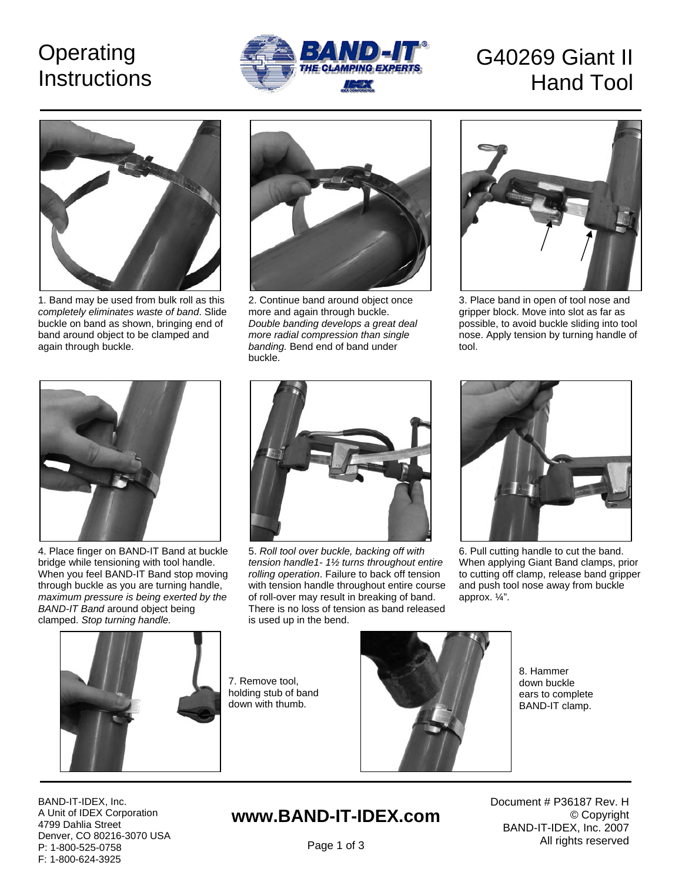# Operating Instructions

# G40269 Giant II Hand Tool

1. Band may be used from bulk roll as this *completely eliminates waste of band*. Slide buckle on band as shown, bringing end of band around object to be clamped and again through buckle.

2. Continue band around object once more and again through buckle. *Double banding develops a great deal more radial compression than single banding.* Bend end of band under buckle.

3. Place band in open of tool nose and gripper block. Move into slot as far as possible, to avoid buckle sliding into tool nose. Apply tension by turning handle of tool.

4. Place finger on BAND-IT Band at buckle bridge while tensioning with tool handle. When you feel BAND-IT Band stop moving through buckle as you are turning handle, *maximum pressure is being exerted by the BAND-IT Band* around object being clamped. *Stop turning handle.*

5. *Roll tool over buckle, backing off with tension handle1- 1½ turns throughout entire rolling operation*. Failure to back off tension with tension handle throughout entire course of roll-over may result in breaking of band. There is no loss of tension as band released is used up in the bend.

6. Pull cutting handle to cut the band. When applying Giant Band clamps, prior to cutting off clamp, release band gripper and push tool nose away from buckle approx. ¼".

7. Remove tool, holding stub of band down with thumb.

8. Hammer down buckle ears to complete BAND-IT clamp.

BAND-IT-IDEX, Inc.
A Unit of IDEX Corporation
4799 Dahlia Street
Denver, CO 80216-3070 USA
P: 1-800-525-0758
F: 1-800-624-3925

**www.BAND-IT-IDEX.com**

Document # P36187 Rev. H
© Copyright
BAND-IT-IDEX, Inc. 2007
All rights reserved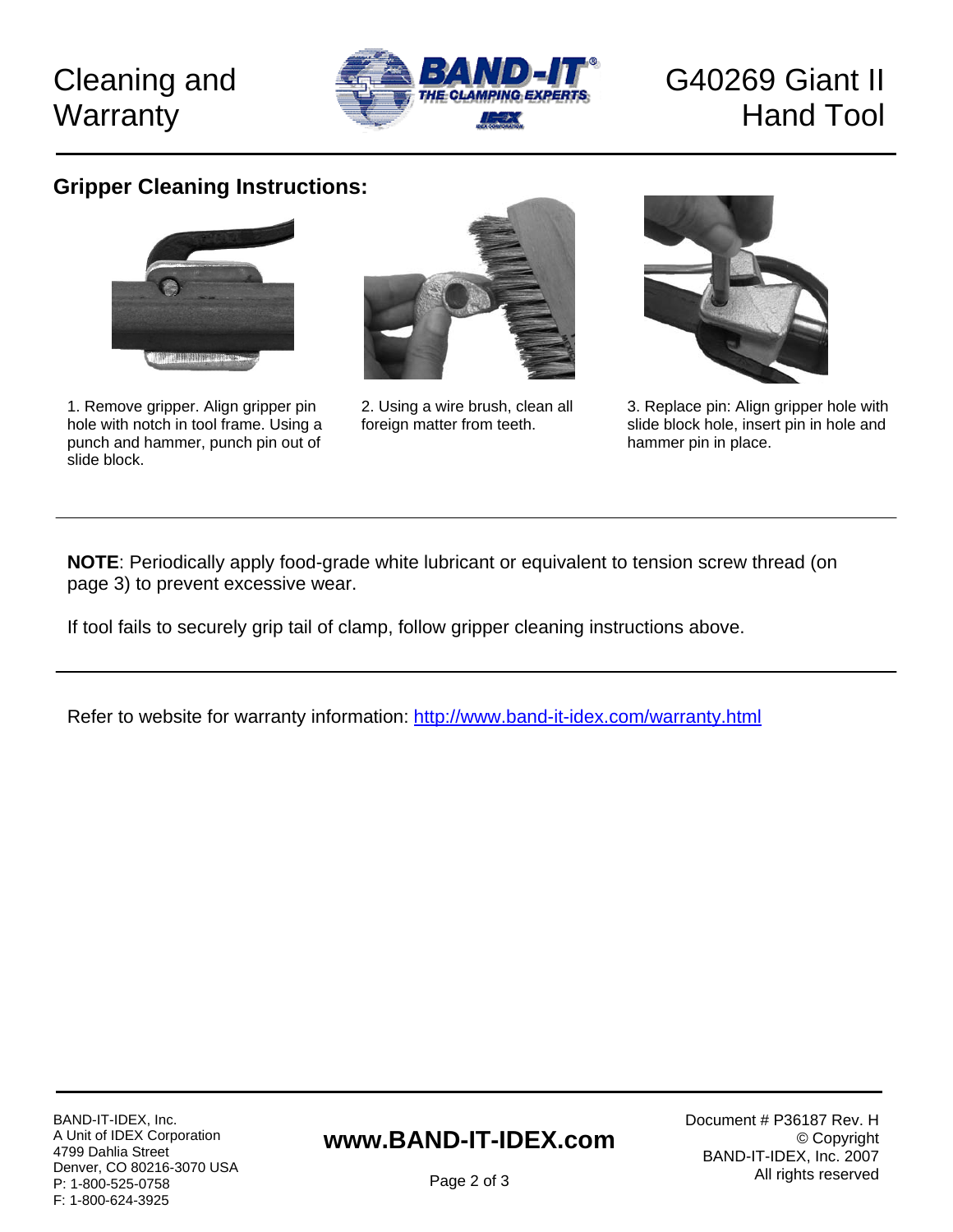# Cleaning and Warranty

# G40269 Giant II Hand Tool

## Gripper Cleaning Instructions:

1. Remove gripper. Align gripper pin hole with notch in tool frame. Using a punch and hammer, punch pin out of slide block.

2. Using a wire brush, clean all foreign matter from teeth.

3. Replace pin: Align gripper hole with slide block hole, insert pin in hole and hammer pin in place.

---

**NOTE**: Periodically apply food-grade white lubricant or equivalent to tension screw thread (on page 3) to prevent excessive wear.

If tool fails to securely grip tail of clamp, follow gripper cleaning instructions above.

---

Refer to website for warranty information: http://www.band-it-idex.com/warranty.html

---

BAND-IT-IDEX, Inc.
A Unit of IDEX Corporation
4799 Dahlia Street
Denver, CO 80216-3070 USA
P: 1-800-525-0758
F: 1-800-624-3925

**www.BAND-IT-IDEX.com**

Document # P36187 Rev. H
© Copyright
BAND-IT-IDEX, Inc. 2007
All rights reserved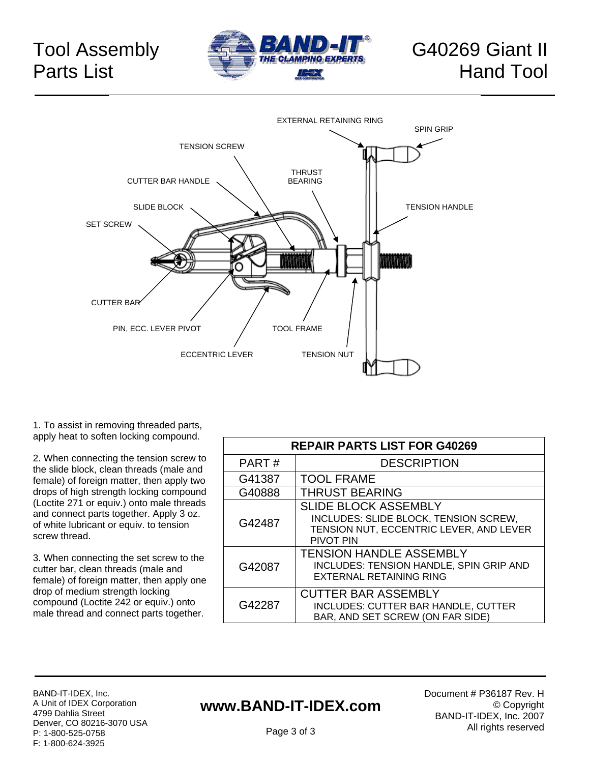# Tool Assembly Parts List

# G40269 Giant II Hand Tool

EXTERNAL RETAINING RING
SPIN GRIP
TENSION SCREW
THRUST BEARING
CUTTER BAR HANDLE
SLIDE BLOCK
TENSION HANDLE
SET SCREW
CUTTER BAR
PIN, ECC. LEVER PIVOT
TOOL FRAME
ECCENTRIC LEVER
TENSION NUT

1. To assist in removing threaded parts, apply heat to soften locking compound.

2. When connecting the tension screw to the slide block, clean threads (male and female) of foreign matter, then apply two drops of high strength locking compound (Loctite 271 or equiv.) onto male threads and connect parts together. Apply 3 oz. of white lubricant or equiv. to tension screw thread.

3. When connecting the set screw to the cutter bar, clean threads (male and female) of foreign matter, then apply one drop of medium strength locking compound (Loctite 242 or equiv.) onto male thread and connect parts together.

| REPAIR PARTS LIST FOR G40269 | |
|---|---|
| PART # | DESCRIPTION |
| G41387 | TOOL FRAME |
| G40888 | THRUST BEARING |
| G42487 | SLIDE BLOCK ASSEMBLY<br>INCLUDES: SLIDE BLOCK, TENSION SCREW, TENSION NUT, ECCENTRIC LEVER, AND LEVER PIVOT PIN |
| G42087 | TENSION HANDLE ASSEMBLY<br>INCLUDES: TENSION HANDLE, SPIN GRIP AND EXTERNAL RETAINING RING |
| G42287 | CUTTER BAR ASSEMBLY<br>INCLUDES: CUTTER BAR HANDLE, CUTTER BAR, AND SET SCREW (ON FAR SIDE) |

BAND-IT-IDEX, Inc.
A Unit of IDEX Corporation
4799 Dahlia Street
Denver, CO 80216-3070 USA
P: 1-800-525-0758
F: 1-800-624-3925

**www.BAND-IT-IDEX.com**

Document # P36187 Rev. H
© Copyright
BAND-IT-IDEX, Inc. 2007
All rights reserved